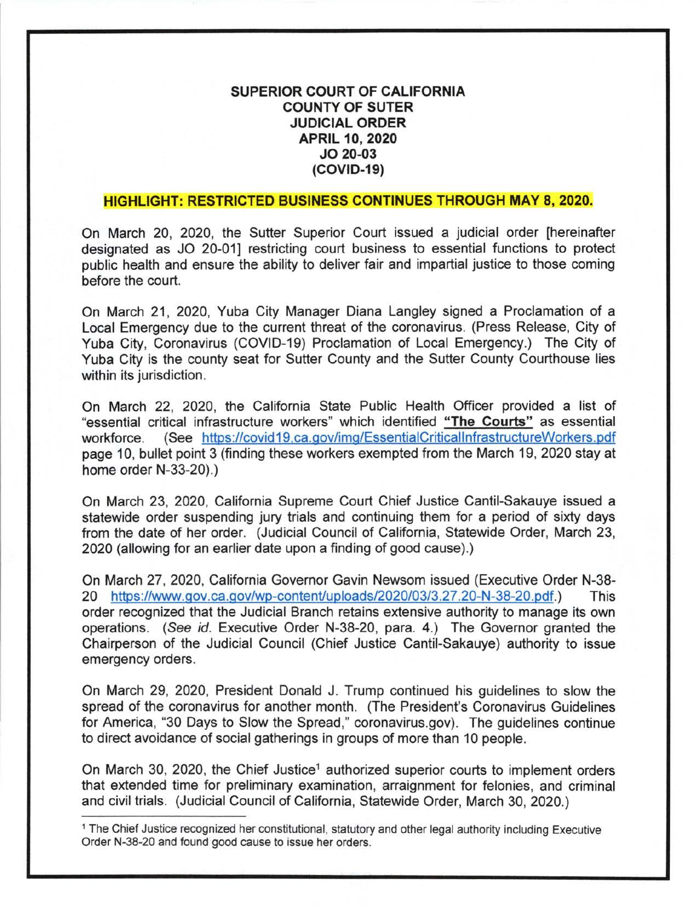**SUPERIOR COURT OF CALIFORNIA**
**COUNTY OF SUTER**
**JUDICIAL ORDER**
**APRIL 10, 2020**
**JO 20-03**
**(COVID-19)**

**HIGHLIGHT: RESTRICTED BUSINESS CONTINUES THROUGH MAY 8, 2020.**

On March 20, 2020, the Sutter Superior Court issued a judicial order [hereinafter designated as JO 20-01] restricting court business to essential functions to protect public health and ensure the ability to deliver fair and impartial justice to those coming before the court.

On March 21, 2020, Yuba City Manager Diana Langley signed a Proclamation of a Local Emergency due to the current threat of the coronavirus. (Press Release, City of Yuba City, Coronavirus (COVID-19) Proclamation of Local Emergency.) The City of Yuba City is the county seat for Sutter County and the Sutter County Courthouse lies within its jurisdiction.

On March 22, 2020, the California State Public Health Officer provided a list of "essential critical infrastructure workers" which identified **"The Courts"** as essential workforce. (See https://covid19.ca.gov/img/EssentialCriticalInfrastructureWorkers.pdf page 10, bullet point 3 (finding these workers exempted from the March 19, 2020 stay at home order N-33-20).)

On March 23, 2020, California Supreme Court Chief Justice Cantil-Sakauye issued a statewide order suspending jury trials and continuing them for a period of sixty days from the date of her order. (Judicial Council of California, Statewide Order, March 23, 2020 (allowing for an earlier date upon a finding of good cause).)

On March 27, 2020, California Governor Gavin Newsom issued (Executive Order N-38-20 https://www.gov.ca.gov/wp-content/uploads/2020/03/3.27.20-N-38-20.pdf.) This order recognized that the Judicial Branch retains extensive authority to manage its own operations. (*See id.* Executive Order N-38-20, para. 4.) The Governor granted the Chairperson of the Judicial Council (Chief Justice Cantil-Sakauye) authority to issue emergency orders.

On March 29, 2020, President Donald J. Trump continued his guidelines to slow the spread of the coronavirus for another month. (The President's Coronavirus Guidelines for America, "30 Days to Slow the Spread," coronavirus.gov). The guidelines continue to direct avoidance of social gatherings in groups of more than 10 people.

On March 30, 2020, the Chief Justice[1] authorized superior courts to implement orders that extended time for preliminary examination, arraignment for felonies, and criminal and civil trials. (Judicial Council of California, Statewide Order, March 30, 2020.)

[1] The Chief Justice recognized her constitutional, statutory and other legal authority including Executive Order N-38-20 and found good cause to issue her orders.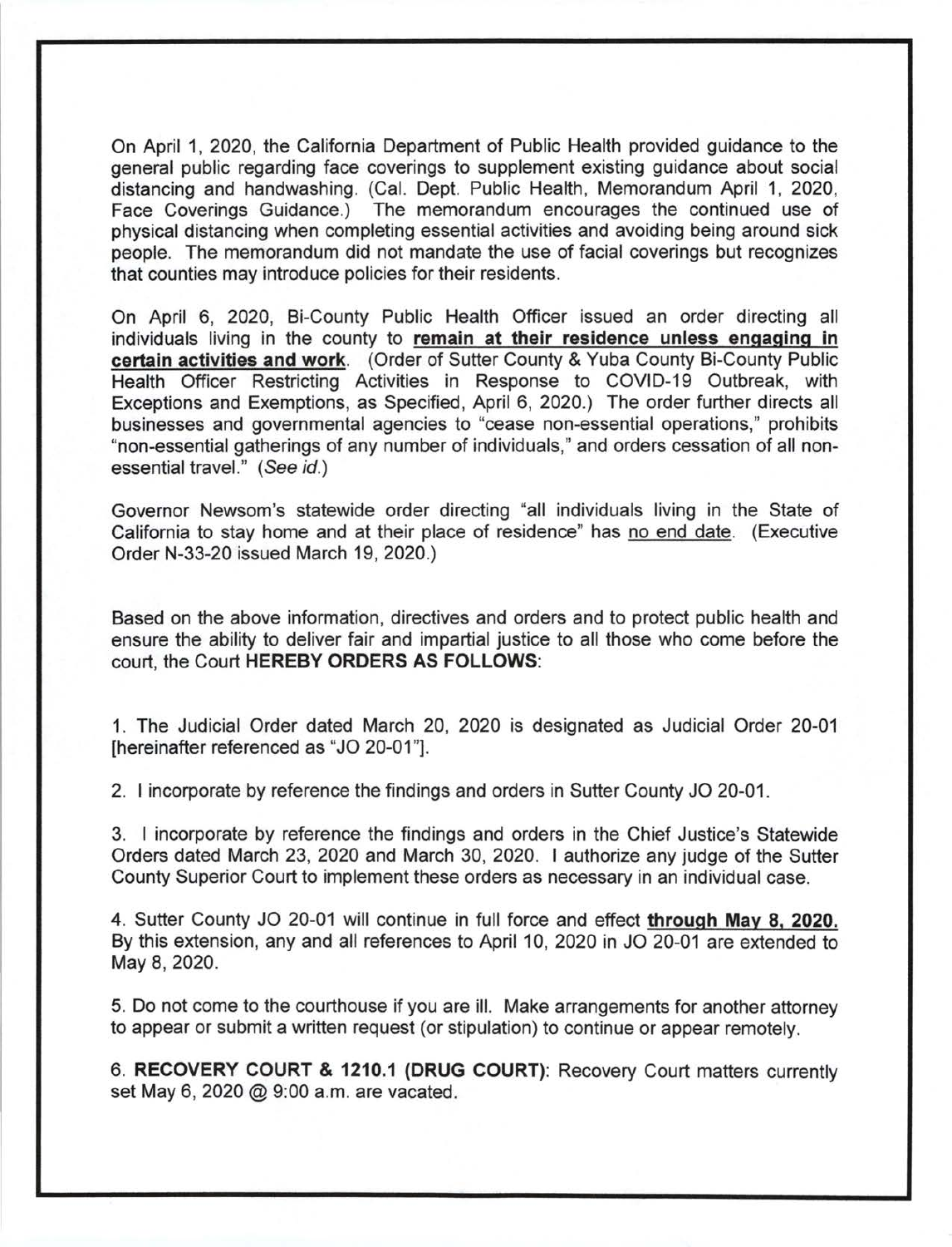On April 1, 2020, the California Department of Public Health provided guidance to the general public regarding face coverings to supplement existing guidance about social distancing and handwashing. (Cal. Dept. Public Health, Memorandum April 1, 2020, Face Coverings Guidance.) The memorandum encourages the continued use of physical distancing when completing essential activities and avoiding being around sick people. The memorandum did not mandate the use of facial coverings but recognizes that counties may introduce policies for their residents.

On April 6, 2020, Bi-County Public Health Officer issued an order directing all individuals living in the county to **remain at their residence unless engaging in certain activities and work**. (Order of Sutter County & Yuba County Bi-County Public Health Officer Restricting Activities in Response to COVID-19 Outbreak, with Exceptions and Exemptions, as Specified, April 6, 2020.) The order further directs all businesses and governmental agencies to "cease non-essential operations," prohibits "non-essential gatherings of any number of individuals," and orders cessation of all non-essential travel." (*See id.*)

Governor Newsom's statewide order directing "all individuals living in the State of California to stay home and at their place of residence" has no end date. (Executive Order N-33-20 issued March 19, 2020.)

Based on the above information, directives and orders and to protect public health and ensure the ability to deliver fair and impartial justice to all those who come before the court, the Court **HEREBY ORDERS AS FOLLOWS**:

1. The Judicial Order dated March 20, 2020 is designated as Judicial Order 20-01 [hereinafter referenced as "JO 20-01"].

2. I incorporate by reference the findings and orders in Sutter County JO 20-01.

3. I incorporate by reference the findings and orders in the Chief Justice's Statewide Orders dated March 23, 2020 and March 30, 2020. I authorize any judge of the Sutter County Superior Court to implement these orders as necessary in an individual case.

4. Sutter County JO 20-01 will continue in full force and effect **through May 8, 2020.** By this extension, any and all references to April 10, 2020 in JO 20-01 are extended to May 8, 2020.

5. Do not come to the courthouse if you are ill. Make arrangements for another attorney to appear or submit a written request (or stipulation) to continue or appear remotely.

6. **RECOVERY COURT & 1210.1 (DRUG COURT)**: Recovery Court matters currently set May 6, 2020 @ 9:00 a.m. are vacated.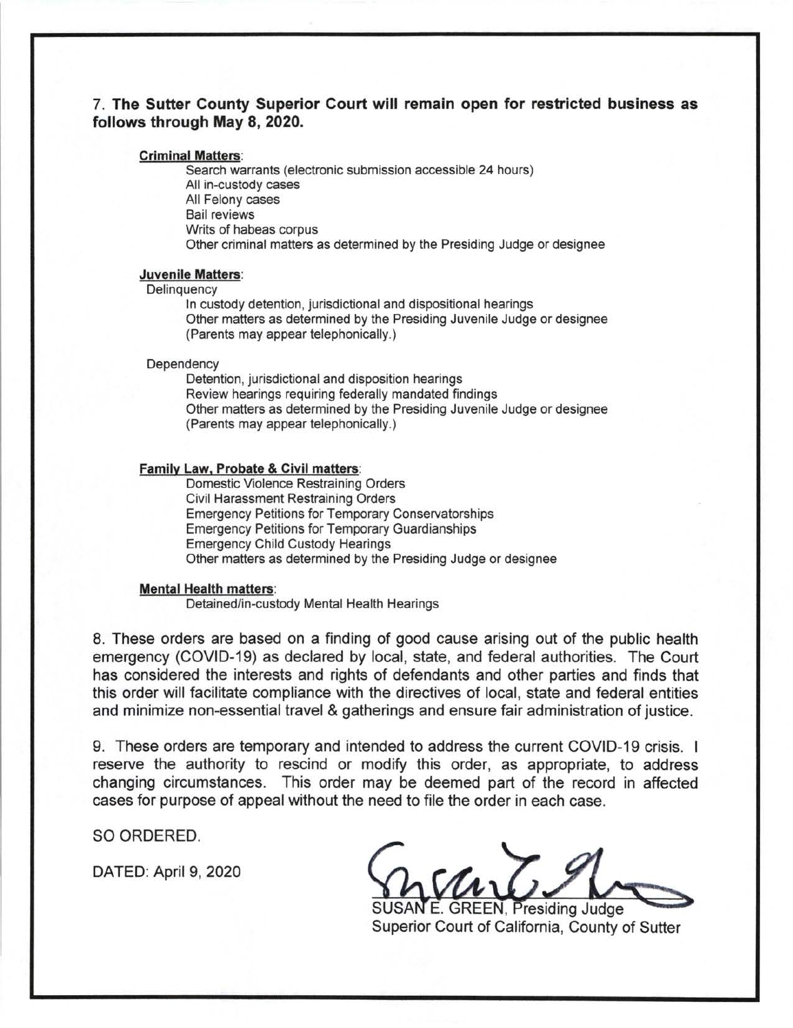7. **The Sutter County Superior Court will remain open for restricted business as follows through May 8, 2020.**

**Criminal Matters**:

- Search warrants (electronic submission accessible 24 hours)
- All in-custody cases
- All Felony cases
- Bail reviews
- Writs of habeas corpus
- Other criminal matters as determined by the Presiding Judge or designee

**Juvenile Matters**:

Delinquency

- In custody detention, jurisdictional and dispositional hearings
- Other matters as determined by the Presiding Juvenile Judge or designee
- (Parents may appear telephonically.)

Dependency

- Detention, jurisdictional and disposition hearings
- Review hearings requiring federally mandated findings
- Other matters as determined by the Presiding Juvenile Judge or designee
- (Parents may appear telephonically.)

**Family Law, Probate & Civil matters**:

- Domestic Violence Restraining Orders
- Civil Harassment Restraining Orders
- Emergency Petitions for Temporary Conservatorships
- Emergency Petitions for Temporary Guardianships
- Emergency Child Custody Hearings
- Other matters as determined by the Presiding Judge or designee

**Mental Health matters**:

- Detained/in-custody Mental Health Hearings

8. These orders are based on a finding of good cause arising out of the public health emergency (COVID-19) as declared by local, state, and federal authorities. The Court has considered the interests and rights of defendants and other parties and finds that this order will facilitate compliance with the directives of local, state and federal entities and minimize non-essential travel & gatherings and ensure fair administration of justice.

9. These orders are temporary and intended to address the current COVID-19 crisis. I reserve the authority to rescind or modify this order, as appropriate, to address changing circumstances. This order may be deemed part of the record in affected cases for purpose of appeal without the need to file the order in each case.

SO ORDERED.

DATED: April 9, 2020

SUSAN E. GREEN, Presiding Judge
Superior Court of California, County of Sutter